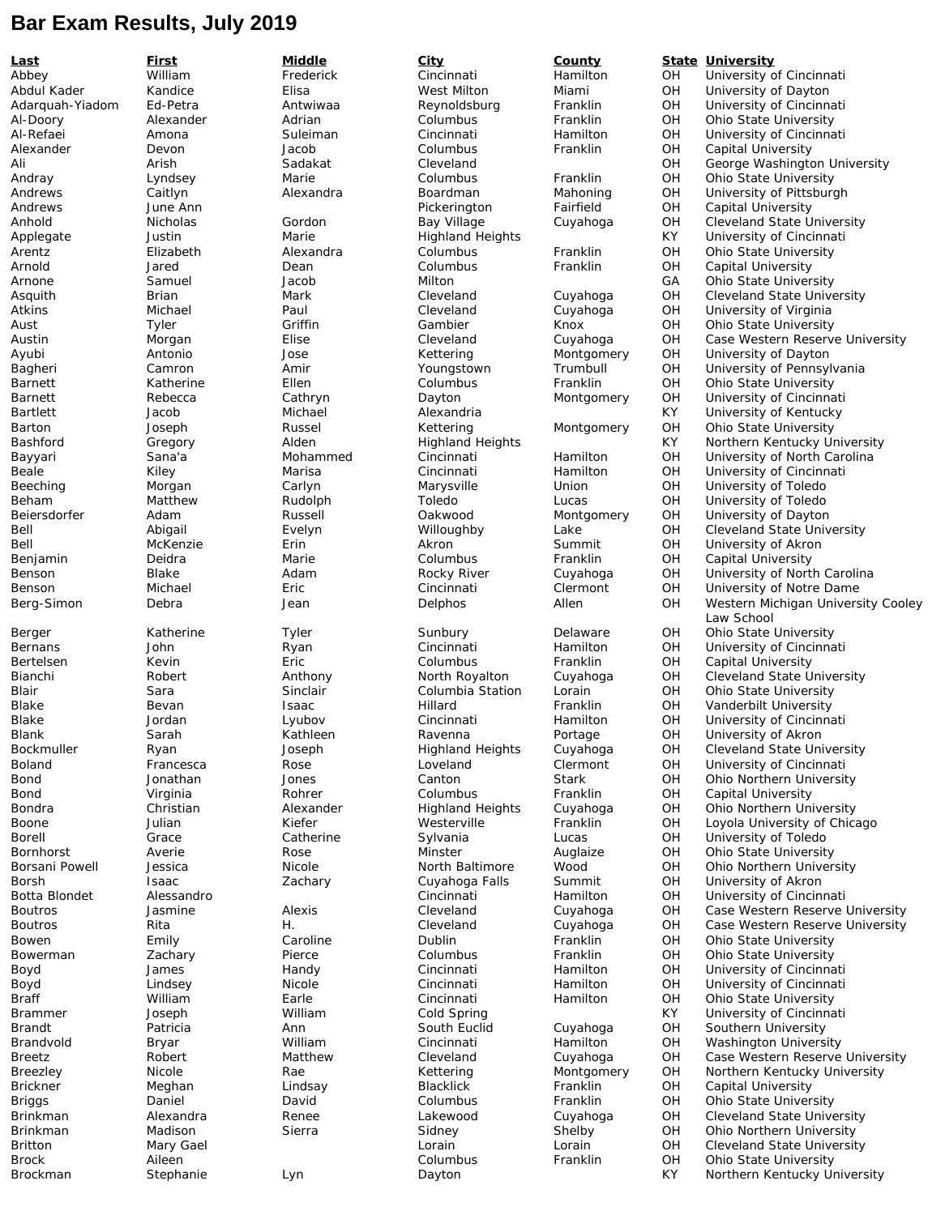# Bar Exam Results, July 2019

| Last | First | Middle | City | County | State | University |
|---|---|---|---|---|---|---|
| Abbey | William | Frederick | Cincinnati | Hamilton | OH | University of Cincinnati |
| Abdul Kader | Kandice | Elisa | West Milton | Miami | OH | University of Dayton |
| Adarquah-Yiadom | Ed-Petra | Antwiwaa | Reynoldsburg | Franklin | OH | University of Cincinnati |
| Al-Doory | Alexander | Adrian | Columbus | Franklin | OH | Ohio State University |
| Al-Refaei | Amona | Suleiman | Cincinnati | Hamilton | OH | University of Cincinnati |
| Alexander | Devon | Jacob | Columbus | Franklin | OH | Capital University |
| Ali | Arish | Sadakat | Cleveland | | OH | George Washington University |
| Andray | Lyndsey | Marie | Columbus | Franklin | OH | Ohio State University |
| Andrews | Caitlyn | Alexandra | Boardman | Mahoning | OH | University of Pittsburgh |
| Andrews | June Ann | | Pickerington | Fairfield | OH | Capital University |
| Anhold | Nicholas | Gordon | Bay Village | Cuyahoga | OH | Cleveland State University |
| Applegate | Justin | Marie | Highland Heights | | KY | University of Cincinnati |
| Arentz | Elizabeth | Alexandra | Columbus | Franklin | OH | Ohio State University |
| Arnold | Jared | Dean | Columbus | Franklin | OH | Capital University |
| Arnone | Samuel | Jacob | Milton | | GA | Ohio State University |
| Asquith | Brian | Mark | Cleveland | Cuyahoga | OH | Cleveland State University |
| Atkins | Michael | Paul | Cleveland | Cuyahoga | OH | University of Virginia |
| Aust | Tyler | Griffin | Gambier | Knox | OH | Ohio State University |
| Austin | Morgan | Elise | Cleveland | Cuyahoga | OH | Case Western Reserve University |
| Ayubi | Antonio | Jose | Kettering | Montgomery | OH | University of Dayton |
| Bagheri | Camron | Amir | Youngstown | Trumbull | OH | University of Pennsylvania |
| Barnett | Katherine | Ellen | Columbus | Franklin | OH | Ohio State University |
| Barnett | Rebecca | Cathryn | Dayton | Montgomery | OH | University of Cincinnati |
| Bartlett | Jacob | Michael | Alexandria | | KY | University of Kentucky |
| Barton | Joseph | Russel | Kettering | Montgomery | OH | Ohio State University |
| Bashford | Gregory | Alden | Highland Heights | | KY | Northern Kentucky University |
| Bayyari | Sana'a | Mohammed | Cincinnati | Hamilton | OH | University of North Carolina |
| Beale | Kiley | Marisa | Cincinnati | Hamilton | OH | University of Cincinnati |
| Beeching | Morgan | Carlyn | Marysville | Union | OH | University of Toledo |
| Beham | Matthew | Rudolph | Toledo | Lucas | OH | University of Toledo |
| Beiersdorfer | Adam | Russell | Oakwood | Montgomery | OH | University of Dayton |
| Bell | Abigail | Evelyn | Willoughby | Lake | OH | Cleveland State University |
| Bell | McKenzie | Erin | Akron | Summit | OH | University of Akron |
| Benjamin | Deidra | Marie | Columbus | Franklin | OH | Capital University |
| Benson | Blake | Adam | Rocky River | Cuyahoga | OH | University of North Carolina |
| Benson | Michael | Eric | Cincinnati | Clermont | OH | University of Notre Dame |
| Berg-Simon | Debra | Jean | Delphos | Allen | OH | Western Michigan University Cooley Law School |
| Berger | Katherine | Tyler | Sunbury | Delaware | OH | Ohio State University |
| Bernans | John | Ryan | Cincinnati | Hamilton | OH | University of Cincinnati |
| Bertelsen | Kevin | Eric | Columbus | Franklin | OH | Capital University |
| Bianchi | Robert | Anthony | North Royalton | Cuyahoga | OH | Cleveland State University |
| Blair | Sara | Sinclair | Columbia Station | Lorain | OH | Ohio State University |
| Blake | Bevan | Isaac | Hillard | Franklin | OH | Vanderbilt University |
| Blake | Jordan | Lyubov | Cincinnati | Hamilton | OH | University of Cincinnati |
| Blank | Sarah | Kathleen | Ravenna | Portage | OH | University of Akron |
| Bockmuller | Ryan | Joseph | Highland Heights | Cuyahoga | OH | Cleveland State University |
| Boland | Francesca | Rose | Loveland | Clermont | OH | University of Cincinnati |
| Bond | Jonathan | Jones | Canton | Stark | OH | Ohio Northern University |
| Bond | Virginia | Rohrer | Columbus | Franklin | OH | Capital University |
| Bondra | Christian | Alexander | Highland Heights | Cuyahoga | OH | Ohio Northern University |
| Boone | Julian | Kiefer | Westerville | Franklin | OH | Loyola University of Chicago |
| Borell | Grace | Catherine | Sylvania | Lucas | OH | University of Toledo |
| Bornhorst | Averie | Rose | Minster | Auglaize | OH | Ohio State University |
| Borsani Powell | Jessica | Nicole | North Baltimore | Wood | OH | Ohio Northern University |
| Borsh | Isaac | Zachary | Cuyahoga Falls | Summit | OH | University of Akron |
| Botta Blondet | Alessandro | | Cincinnati | Hamilton | OH | University of Cincinnati |
| Boutros | Jasmine | Alexis | Cleveland | Cuyahoga | OH | Case Western Reserve University |
| Boutros | Rita | H. | Cleveland | Cuyahoga | OH | Case Western Reserve University |
| Bowen | Emily | Caroline | Dublin | Franklin | OH | Ohio State University |
| Bowerman | Zachary | Pierce | Columbus | Franklin | OH | Ohio State University |
| Boyd | James | Handy | Cincinnati | Hamilton | OH | University of Cincinnati |
| Boyd | Lindsey | Nicole | Cincinnati | Hamilton | OH | University of Cincinnati |
| Braff | William | Earle | Cincinnati | Hamilton | OH | Ohio State University |
| Brammer | Joseph | William | Cold Spring | | KY | University of Cincinnati |
| Brandt | Patricia | Ann | South Euclid | Cuyahoga | OH | Southern University |
| Brandvold | Bryar | William | Cincinnati | Hamilton | OH | Washington University |
| Breetz | Robert | Matthew | Cleveland | Cuyahoga | OH | Case Western Reserve University |
| Breezley | Nicole | Rae | Kettering | Montgomery | OH | Northern Kentucky University |
| Brickner | Meghan | Lindsay | Blacklick | Franklin | OH | Capital University |
| Briggs | Daniel | David | Columbus | Franklin | OH | Ohio State University |
| Brinkman | Alexandra | Renee | Lakewood | Cuyahoga | OH | Cleveland State University |
| Brinkman | Madison | Sierra | Sidney | Shelby | OH | Ohio Northern University |
| Britton | Mary Gael | | Lorain | Lorain | OH | Cleveland State University |
| Brock | Aileen | | Columbus | Franklin | OH | Ohio State University |
| Brockman | Stephanie | Lyn | Dayton | | KY | Northern Kentucky University |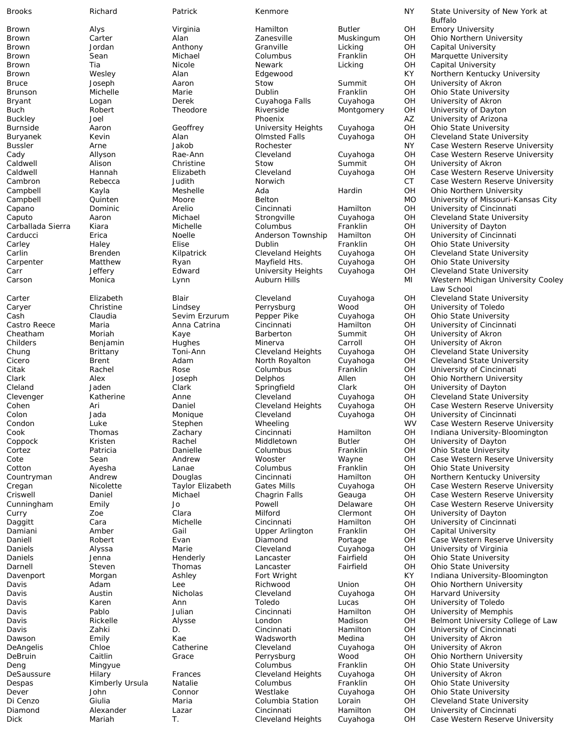| | | | | | | |
|---|---|---|---|---|---|---|
| Brooks | Richard | Patrick | Kenmore | | NY | State University of New York at Buffalo |
| Brown | Alys | Virginia | Hamilton | Butler | OH | Emory University |
| Brown | Carter | Alan | Zanesville | Muskingum | OH | Ohio Northern University |
| Brown | Jordan | Anthony | Granville | Licking | OH | Capital University |
| Brown | Sean | Michael | Columbus | Franklin | OH | Marquette University |
| Brown | Tia | Nicole | Newark | Licking | OH | Capital University |
| Brown | Wesley | Alan | Edgewood | | KY | Northern Kentucky University |
| Bruce | Joseph | Aaron | Stow | Summit | OH | University of Akron |
| Brunson | Michelle | Marie | Dublin | Franklin | OH | Ohio State University |
| Bryant | Logan | Derek | Cuyahoga Falls | Cuyahoga | OH | University of Akron |
| Buch | Robert | Theodore | Riverside | Montgomery | OH | University of Dayton |
| Buckley | Joel | | Phoenix | | AZ | University of Arizona |
| Burnside | Aaron | Geoffrey | University Heights | Cuyahoga | OH | Ohio State University |
| Buryanek | Kevin | Alan | Olmsted Falls | Cuyahoga | OH | Cleveland State University |
| Bussler | Arne | Jakob | Rochester | | NY | Case Western Reserve University |
| Cady | Allyson | Rae-Ann | Cleveland | Cuyahoga | OH | Case Western Reserve University |
| Caldwell | Alison | Christine | Stow | Summit | OH | University of Akron |
| Caldwell | Hannah | Elizabeth | Cleveland | Cuyahoga | OH | Case Western Reserve University |
| Cambron | Rebecca | Judith | Norwich | | CT | Case Western Reserve University |
| Campbell | Kayla | Meshelle | Ada | Hardin | OH | Ohio Northern University |
| Campbell | Quinten | Moore | Belton | | MO | University of Missouri-Kansas City |
| Capano | Dominic | Arelio | Cincinnati | Hamilton | OH | University of Cincinnati |
| Caputo | Aaron | Michael | Strongville | Cuyahoga | OH | Cleveland State University |
| Carballada Sierra | Kiara | Michelle | Columbus | Franklin | OH | University of Dayton |
| Carducci | Erica | Noelle | Anderson Township | Hamilton | OH | University of Cincinnati |
| Carley | Haley | Elise | Dublin | Franklin | OH | Ohio State University |
| Carlin | Brenden | Kilpatrick | Cleveland Heights | Cuyahoga | OH | Cleveland State University |
| Carpenter | Matthew | Ryan | Mayfield Hts. | Cuyahoga | OH | Ohio State University |
| Carr | Jeffery | Edward | University Heights | Cuyahoga | OH | Cleveland State University |
| Carson | Monica | Lynn | Auburn Hills | | MI | Western Michigan University Cooley Law School |
| Carter | Elizabeth | Blair | Cleveland | Cuyahoga | OH | Cleveland State University |
| Caryer | Christine | Lindsey | Perrysburg | Wood | OH | University of Toledo |
| Cash | Claudia | Sevim Erzurum | Pepper Pike | Cuyahoga | OH | Ohio State University |
| Castro Reece | Maria | Anna Catrina | Cincinnati | Hamilton | OH | University of Cincinnati |
| Cheatham | Moriah | Kaye | Barberton | Summit | OH | University of Akron |
| Childers | Benjamin | Hughes | Minerva | Carroll | OH | University of Akron |
| Chung | Brittany | Toni-Ann | Cleveland Heights | Cuyahoga | OH | Cleveland State University |
| Cicero | Brent | Adam | North Royalton | Cuyahoga | OH | Cleveland State University |
| Citak | Rachel | Rose | Columbus | Franklin | OH | University of Cincinnati |
| Clark | Alex | Joseph | Delphos | Allen | OH | Ohio Northern University |
| Cleland | Jaden | Clark | Springfield | Clark | OH | University of Dayton |
| Clevenger | Katherine | Anne | Cleveland | Cuyahoga | OH | Cleveland State University |
| Cohen | Ari | Daniel | Cleveland Heights | Cuyahoga | OH | Case Western Reserve University |
| Colon | Jada | Monique | Cleveland | Cuyahoga | OH | University of Cincinnati |
| Condon | Luke | Stephen | Wheeling | | WV | Case Western Reserve University |
| Cook | Thomas | Zachary | Cincinnati | Hamilton | OH | Indiana University-Bloomington |
| Coppock | Kristen | Rachel | Middletown | Butler | OH | University of Dayton |
| Cortez | Patricia | Danielle | Columbus | Franklin | OH | Ohio State University |
| Cote | Sean | Andrew | Wooster | Wayne | OH | Case Western Reserve University |
| Cotton | Ayesha | Lanae | Columbus | Franklin | OH | Ohio State University |
| Countryman | Andrew | Douglas | Cincinnati | Hamilton | OH | Northern Kentucky University |
| Cregan | Nicolette | Taylor Elizabeth | Gates Mills | Cuyahoga | OH | Case Western Reserve University |
| Criswell | Daniel | Michael | Chagrin Falls | Geauga | OH | Case Western Reserve University |
| Cunningham | Emily | Jo | Powell | Delaware | OH | Case Western Reserve University |
| Curry | Zoe | Clara | Milford | Clermont | OH | University of Dayton |
| Daggitt | Cara | Michelle | Cincinnati | Hamilton | OH | University of Cincinnati |
| Damiani | Amber | Gail | Upper Arlington | Franklin | OH | Capital University |
| Daniell | Robert | Evan | Diamond | Portage | OH | Case Western Reserve University |
| Daniels | Alyssa | Marie | Cleveland | Cuyahoga | OH | University of Virginia |
| Daniels | Jenna | Henderly | Lancaster | Fairfield | OH | Ohio State University |
| Darnell | Steven | Thomas | Lancaster | Fairfield | OH | Ohio State University |
| Davenport | Morgan | Ashley | Fort Wright | | KY | Indiana University-Bloomington |
| Davis | Adam | Lee | Richwood | Union | OH | Ohio Northern University |
| Davis | Austin | Nicholas | Cleveland | Cuyahoga | OH | Harvard University |
| Davis | Karen | Ann | Toledo | Lucas | OH | University of Toledo |
| Davis | Pablo | Julian | Cincinnati | Hamilton | OH | University of Memphis |
| Davis | Rickelle | Alysse | London | Madison | OH | Belmont University College of Law |
| Davis | Zahki | D. | Cincinnati | Hamilton | OH | University of Cincinnati |
| Dawson | Emily | Kae | Wadsworth | Medina | OH | University of Akron |
| DeAngelis | Chloe | Catherine | Cleveland | Cuyahoga | OH | University of Akron |
| DeBruin | Caitlin | Grace | Perrysburg | Wood | OH | Ohio Northern University |
| Deng | Mingyue | | Columbus | Franklin | OH | Ohio State University |
| DeSaussure | Hilary | Frances | Cleveland Heights | Cuyahoga | OH | University of Akron |
| Despas | Kimberly Ursula | Natalie | Columbus | Franklin | OH | Ohio State University |
| Dever | John | Connor | Westlake | Cuyahoga | OH | Ohio State University |
| Di Cenzo | Giulia | Maria | Columbia Station | Lorain | OH | Cleveland State University |
| Diamond | Alexander | Lazar | Cincinnati | Hamilton | OH | University of Cincinnati |
| Dick | Mariah | T. | Cleveland Heights | Cuyahoga | OH | Case Western Reserve University |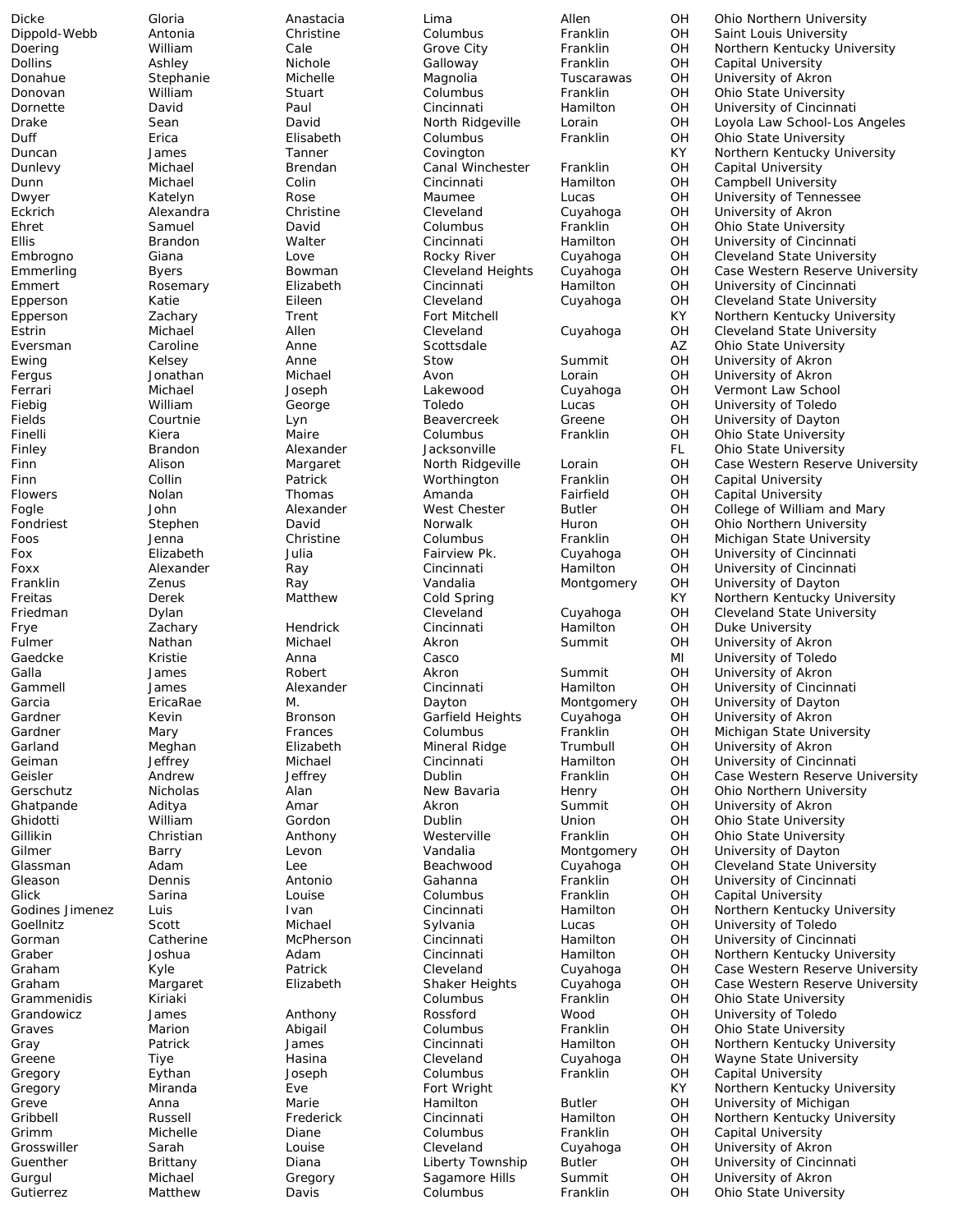| | | | | | | |
|---|---|---|---|---|---|---|
| Dicke | Gloria | Anastacia | Lima | Allen | OH | Ohio Northern University |
| Dippold-Webb | Antonia | Christine | Columbus | Franklin | OH | Saint Louis University |
| Doering | William | Cale | Grove City | Franklin | OH | Northern Kentucky University |
| Dollins | Ashley | Nichole | Galloway | Franklin | OH | Capital University |
| Donahue | Stephanie | Michelle | Magnolia | Tuscarawas | OH | University of Akron |
| Donovan | William | Stuart | Columbus | Franklin | OH | Ohio State University |
| Dornette | David | Paul | Cincinnati | Hamilton | OH | University of Cincinnati |
| Drake | Sean | David | North Ridgeville | Lorain | OH | Loyola Law School-Los Angeles |
| Duff | Erica | Elisabeth | Columbus | Franklin | OH | Ohio State University |
| Duncan | James | Tanner | Covington | | KY | Northern Kentucky University |
| Dunlevy | Michael | Brendan | Canal Winchester | Franklin | OH | Capital University |
| Dunn | Michael | Colin | Cincinnati | Hamilton | OH | Campbell University |
| Dwyer | Katelyn | Rose | Maumee | Lucas | OH | University of Tennessee |
| Eckrich | Alexandra | Christine | Cleveland | Cuyahoga | OH | University of Akron |
| Ehret | Samuel | David | Columbus | Franklin | OH | Ohio State University |
| Ellis | Brandon | Walter | Cincinnati | Hamilton | OH | University of Cincinnati |
| Embrogno | Giana | Love | Rocky River | Cuyahoga | OH | Cleveland State University |
| Emmerling | Byers | Bowman | Cleveland Heights | Cuyahoga | OH | Case Western Reserve University |
| Emmert | Rosemary | Elizabeth | Cincinnati | Hamilton | OH | University of Cincinnati |
| Epperson | Katie | Eileen | Cleveland | Cuyahoga | OH | Cleveland State University |
| Epperson | Zachary | Trent | Fort Mitchell | | KY | Northern Kentucky University |
| Estrin | Michael | Allen | Cleveland | Cuyahoga | OH | Cleveland State University |
| Eversman | Caroline | Anne | Scottsdale | | AZ | Ohio State University |
| Ewing | Kelsey | Anne | Stow | Summit | OH | University of Akron |
| Fergus | Jonathan | Michael | Avon | Lorain | OH | University of Akron |
| Ferrari | Michael | Joseph | Lakewood | Cuyahoga | OH | Vermont Law School |
| Fiebig | William | George | Toledo | Lucas | OH | University of Toledo |
| Fields | Courtnie | Lyn | Beavercreek | Greene | OH | University of Dayton |
| Finelli | Kiera | Maire | Columbus | Franklin | OH | Ohio State University |
| Finley | Brandon | Alexander | Jacksonville | | FL | Ohio State University |
| Finn | Alison | Margaret | North Ridgeville | Lorain | OH | Case Western Reserve University |
| Finn | Collin | Patrick | Worthington | Franklin | OH | Capital University |
| Flowers | Nolan | Thomas | Amanda | Fairfield | OH | Capital University |
| Fogle | John | Alexander | West Chester | Butler | OH | College of William and Mary |
| Fondriest | Stephen | David | Norwalk | Huron | OH | Ohio Northern University |
| Foos | Jenna | Christine | Columbus | Franklin | OH | Michigan State University |
| Fox | Elizabeth | Julia | Fairview Pk. | Cuyahoga | OH | University of Cincinnati |
| Foxx | Alexander | Ray | Cincinnati | Hamilton | OH | University of Cincinnati |
| Franklin | Zenus | Ray | Vandalia | Montgomery | OH | University of Dayton |
| Freitas | Derek | Matthew | Cold Spring | | KY | Northern Kentucky University |
| Friedman | Dylan | | Cleveland | Cuyahoga | OH | Cleveland State University |
| Frye | Zachary | Hendrick | Cincinnati | Hamilton | OH | Duke University |
| Fulmer | Nathan | Michael | Akron | Summit | OH | University of Akron |
| Gaedcke | Kristie | Anna | Casco | | MI | University of Toledo |
| Galla | James | Robert | Akron | Summit | OH | University of Akron |
| Gammell | James | Alexander | Cincinnati | Hamilton | OH | University of Cincinnati |
| Garcia | EricaRae | M. | Dayton | Montgomery | OH | University of Dayton |
| Gardner | Kevin | Bronson | Garfield Heights | Cuyahoga | OH | University of Akron |
| Gardner | Mary | Frances | Columbus | Franklin | OH | Michigan State University |
| Garland | Meghan | Elizabeth | Mineral Ridge | Trumbull | OH | University of Akron |
| Geiman | Jeffrey | Michael | Cincinnati | Hamilton | OH | University of Cincinnati |
| Geisler | Andrew | Jeffrey | Dublin | Franklin | OH | Case Western Reserve University |
| Gerschutz | Nicholas | Alan | New Bavaria | Henry | OH | Ohio Northern University |
| Ghatpande | Aditya | Amar | Akron | Summit | OH | University of Akron |
| Ghidotti | William | Gordon | Dublin | Union | OH | Ohio State University |
| Gillikin | Christian | Anthony | Westerville | Franklin | OH | Ohio State University |
| Gilmer | Barry | Levon | Vandalia | Montgomery | OH | University of Dayton |
| Glassman | Adam | Lee | Beachwood | Cuyahoga | OH | Cleveland State University |
| Gleason | Dennis | Antonio | Gahanna | Franklin | OH | University of Cincinnati |
| Glick | Sarina | Louise | Columbus | Franklin | OH | Capital University |
| Godines Jimenez | Luis | Ivan | Cincinnati | Hamilton | OH | Northern Kentucky University |
| Goellnitz | Scott | Michael | Sylvania | Lucas | OH | University of Toledo |
| Gorman | Catherine | McPherson | Cincinnati | Hamilton | OH | University of Cincinnati |
| Graber | Joshua | Adam | Cincinnati | Hamilton | OH | Northern Kentucky University |
| Graham | Kyle | Patrick | Cleveland | Cuyahoga | OH | Case Western Reserve University |
| Graham | Margaret | Elizabeth | Shaker Heights | Cuyahoga | OH | Case Western Reserve University |
| Grammenidis | Kiriaki | | Columbus | Franklin | OH | Ohio State University |
| Grandowicz | James | Anthony | Rossford | Wood | OH | University of Toledo |
| Graves | Marion | Abigail | Columbus | Franklin | OH | Ohio State University |
| Gray | Patrick | James | Cincinnati | Hamilton | OH | Northern Kentucky University |
| Greene | Tiye | Hasina | Cleveland | Cuyahoga | OH | Wayne State University |
| Gregory | Eythan | Joseph | Columbus | Franklin | OH | Capital University |
| Gregory | Miranda | Eve | Fort Wright | | KY | Northern Kentucky University |
| Greve | Anna | Marie | Hamilton | Butler | OH | University of Michigan |
| Gribbell | Russell | Frederick | Cincinnati | Hamilton | OH | Northern Kentucky University |
| Grimm | Michelle | Diane | Columbus | Franklin | OH | Capital University |
| Grosswiller | Sarah | Louise | Cleveland | Cuyahoga | OH | University of Akron |
| Guenther | Brittany | Diana | Liberty Township | Butler | OH | University of Cincinnati |
| Gurgul | Michael | Gregory | Sagamore Hills | Summit | OH | University of Akron |
| Gutierrez | Matthew | Davis | Columbus | Franklin | OH | Ohio State University |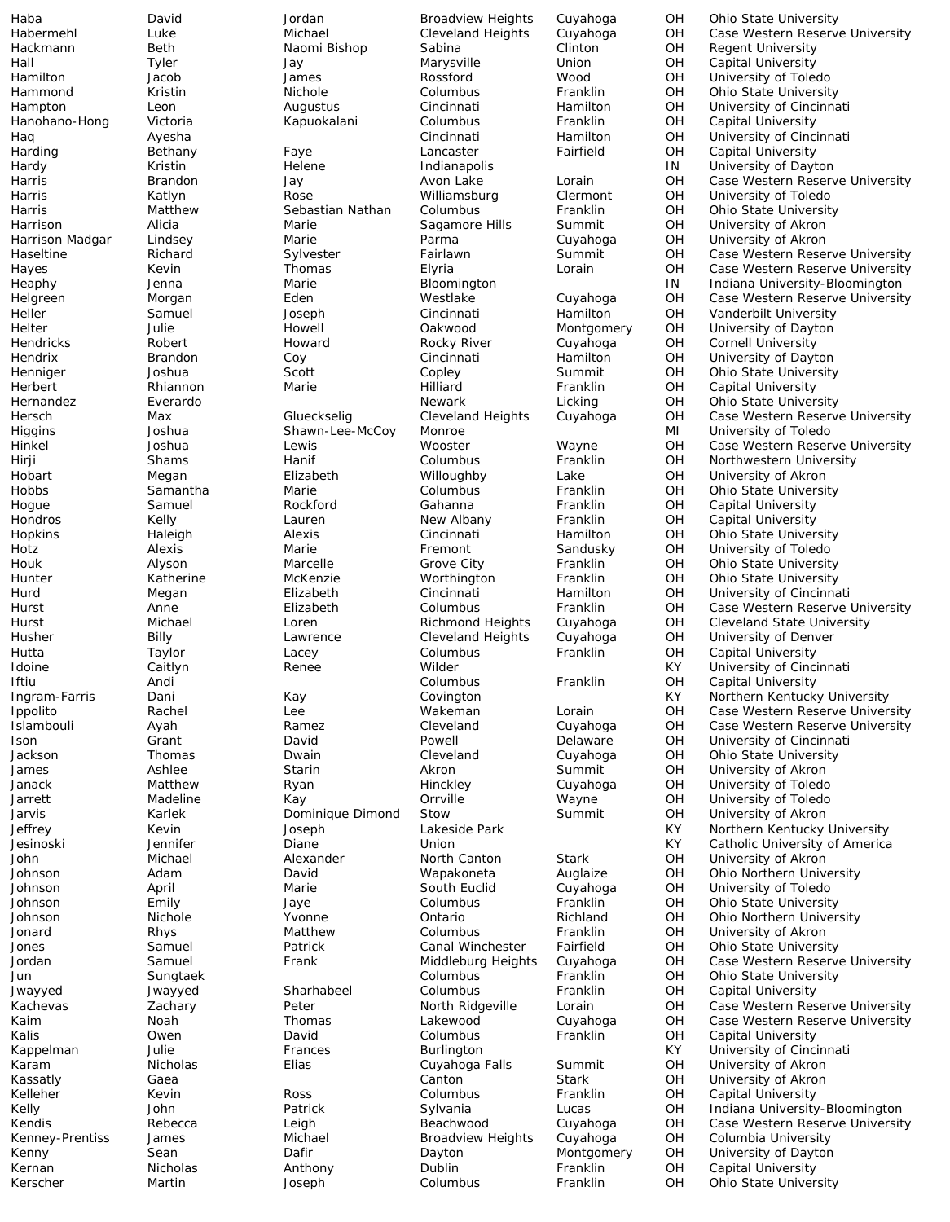| | | | | | | |
|---|---|---|---|---|---|---|
| Haba | David | Jordan | Broadview Heights | Cuyahoga | OH | Ohio State University |
| Habermehl | Luke | Michael | Cleveland Heights | Cuyahoga | OH | Case Western Reserve University |
| Hackmann | Beth | Naomi Bishop | Sabina | Clinton | OH | Regent University |
| Hall | Tyler | Jay | Marysville | Union | OH | Capital University |
| Hamilton | Jacob | James | Rossford | Wood | OH | University of Toledo |
| Hammond | Kristin | Nichole | Columbus | Franklin | OH | Ohio State University |
| Hampton | Leon | Augustus | Cincinnati | Hamilton | OH | University of Cincinnati |
| Hanohano-Hong | Victoria | Kapuokalani | Columbus | Franklin | OH | Capital University |
| Haq | Ayesha | | Cincinnati | Hamilton | OH | University of Cincinnati |
| Harding | Bethany | Faye | Lancaster | Fairfield | OH | Capital University |
| Hardy | Kristin | Helene | Indianapolis | | IN | University of Dayton |
| Harris | Brandon | Jay | Avon Lake | Lorain | OH | Case Western Reserve University |
| Harris | Katlyn | Rose | Williamsburg | Clermont | OH | University of Toledo |
| Harris | Matthew | Sebastian Nathan | Columbus | Franklin | OH | Ohio State University |
| Harrison | Alicia | Marie | Sagamore Hills | Summit | OH | University of Akron |
| Harrison Madgar | Lindsey | Marie | Parma | Cuyahoga | OH | University of Akron |
| Haseltine | Richard | Sylvester | Fairlawn | Summit | OH | Case Western Reserve University |
| Hayes | Kevin | Thomas | Elyria | Lorain | OH | Case Western Reserve University |
| Heaphy | Jenna | Marie | Bloomington | | IN | Indiana University-Bloomington |
| Helgreen | Morgan | Eden | Westlake | Cuyahoga | OH | Case Western Reserve University |
| Heller | Samuel | Joseph | Cincinnati | Hamilton | OH | Vanderbilt University |
| Helter | Julie | Howell | Oakwood | Montgomery | OH | University of Dayton |
| Hendricks | Robert | Howard | Rocky River | Cuyahoga | OH | Cornell University |
| Hendrix | Brandon | Coy | Cincinnati | Hamilton | OH | University of Dayton |
| Henniger | Joshua | Scott | Copley | Summit | OH | Ohio State University |
| Herbert | Rhiannon | Marie | Hilliard | Franklin | OH | Capital University |
| Hernandez | Everardo | | Newark | Licking | OH | Ohio State University |
| Hersch | Max | Glueckselig | Cleveland Heights | Cuyahoga | OH | Case Western Reserve University |
| Higgins | Joshua | Shawn-Lee-McCoy | Monroe | | MI | University of Toledo |
| Hinkel | Joshua | Lewis | Wooster | Wayne | OH | Case Western Reserve University |
| Hirji | Shams | Hanif | Columbus | Franklin | OH | Northwestern University |
| Hobart | Megan | Elizabeth | Willoughby | Lake | OH | University of Akron |
| Hobbs | Samantha | Marie | Columbus | Franklin | OH | Ohio State University |
| Hogue | Samuel | Rockford | Gahanna | Franklin | OH | Capital University |
| Hondros | Kelly | Lauren | New Albany | Franklin | OH | Capital University |
| Hopkins | Haleigh | Alexis | Cincinnati | Hamilton | OH | Ohio State University |
| Hotz | Alexis | Marie | Fremont | Sandusky | OH | University of Toledo |
| Houk | Alyson | Marcelle | Grove City | Franklin | OH | Ohio State University |
| Hunter | Katherine | McKenzie | Worthington | Franklin | OH | Ohio State University |
| Hurd | Megan | Elizabeth | Cincinnati | Hamilton | OH | University of Cincinnati |
| Hurst | Anne | Elizabeth | Columbus | Franklin | OH | Case Western Reserve University |
| Hurst | Michael | Loren | Richmond Heights | Cuyahoga | OH | Cleveland State University |
| Husher | Billy | Lawrence | Cleveland Heights | Cuyahoga | OH | University of Denver |
| Hutta | Taylor | Lacey | Columbus | Franklin | OH | Capital University |
| Idoine | Caitlyn | Renee | Wilder | | KY | University of Cincinnati |
| Iftiu | Andi | | Columbus | Franklin | OH | Capital University |
| Ingram-Farris | Dani | Kay | Covington | | KY | Northern Kentucky University |
| Ippolito | Rachel | Lee | Wakeman | Lorain | OH | Case Western Reserve University |
| Islambouli | Ayah | Ramez | Cleveland | Cuyahoga | OH | Case Western Reserve University |
| Ison | Grant | David | Powell | Delaware | OH | University of Cincinnati |
| Jackson | Thomas | Dwain | Cleveland | Cuyahoga | OH | Ohio State University |
| James | Ashlee | Starin | Akron | Summit | OH | University of Akron |
| Janack | Matthew | Ryan | Hinckley | Cuyahoga | OH | University of Toledo |
| Jarrett | Madeline | Kay | Orrville | Wayne | OH | University of Toledo |
| Jarvis | Karlek | Dominique Dimond | Stow | Summit | OH | University of Akron |
| Jeffrey | Kevin | Joseph | Lakeside Park | | KY | Northern Kentucky University |
| Jesinoski | Jennifer | Diane | Union | | KY | Catholic University of America |
| John | Michael | Alexander | North Canton | Stark | OH | University of Akron |
| Johnson | Adam | David | Wapakoneta | Auglaize | OH | Ohio Northern University |
| Johnson | April | Marie | South Euclid | Cuyahoga | OH | University of Toledo |
| Johnson | Emily | Jaye | Columbus | Franklin | OH | Ohio State University |
| Johnson | Nichole | Yvonne | Ontario | Richland | OH | Ohio Northern University |
| Jonard | Rhys | Matthew | Columbus | Franklin | OH | University of Akron |
| Jones | Samuel | Patrick | Canal Winchester | Fairfield | OH | Ohio State University |
| Jordan | Samuel | Frank | Middleburg Heights | Cuyahoga | OH | Case Western Reserve University |
| Jun | Sungtaek | | Columbus | Franklin | OH | Ohio State University |
| Jwayyed | Jwayyed | Sharhabeel | Columbus | Franklin | OH | Capital University |
| Kachevas | Zachary | Peter | North Ridgeville | Lorain | OH | Case Western Reserve University |
| Kaim | Noah | Thomas | Lakewood | Cuyahoga | OH | Case Western Reserve University |
| Kalis | Owen | David | Columbus | Franklin | OH | Capital University |
| Kappelman | Julie | Frances | Burlington | | KY | University of Cincinnati |
| Karam | Nicholas | Elias | Cuyahoga Falls | Summit | OH | University of Akron |
| Kassatly | Gaea | | Canton | Stark | OH | University of Akron |
| Kelleher | Kevin | Ross | Columbus | Franklin | OH | Capital University |
| Kelly | John | Patrick | Sylvania | Lucas | OH | Indiana University-Bloomington |
| Kendis | Rebecca | Leigh | Beachwood | Cuyahoga | OH | Case Western Reserve University |
| Kenney-Prentiss | James | Michael | Broadview Heights | Cuyahoga | OH | Columbia University |
| Kenny | Sean | Dafir | Dayton | Montgomery | OH | University of Dayton |
| Kernan | Nicholas | Anthony | Dublin | Franklin | OH | Capital University |
| Kerscher | Martin | Joseph | Columbus | Franklin | OH | Ohio State University |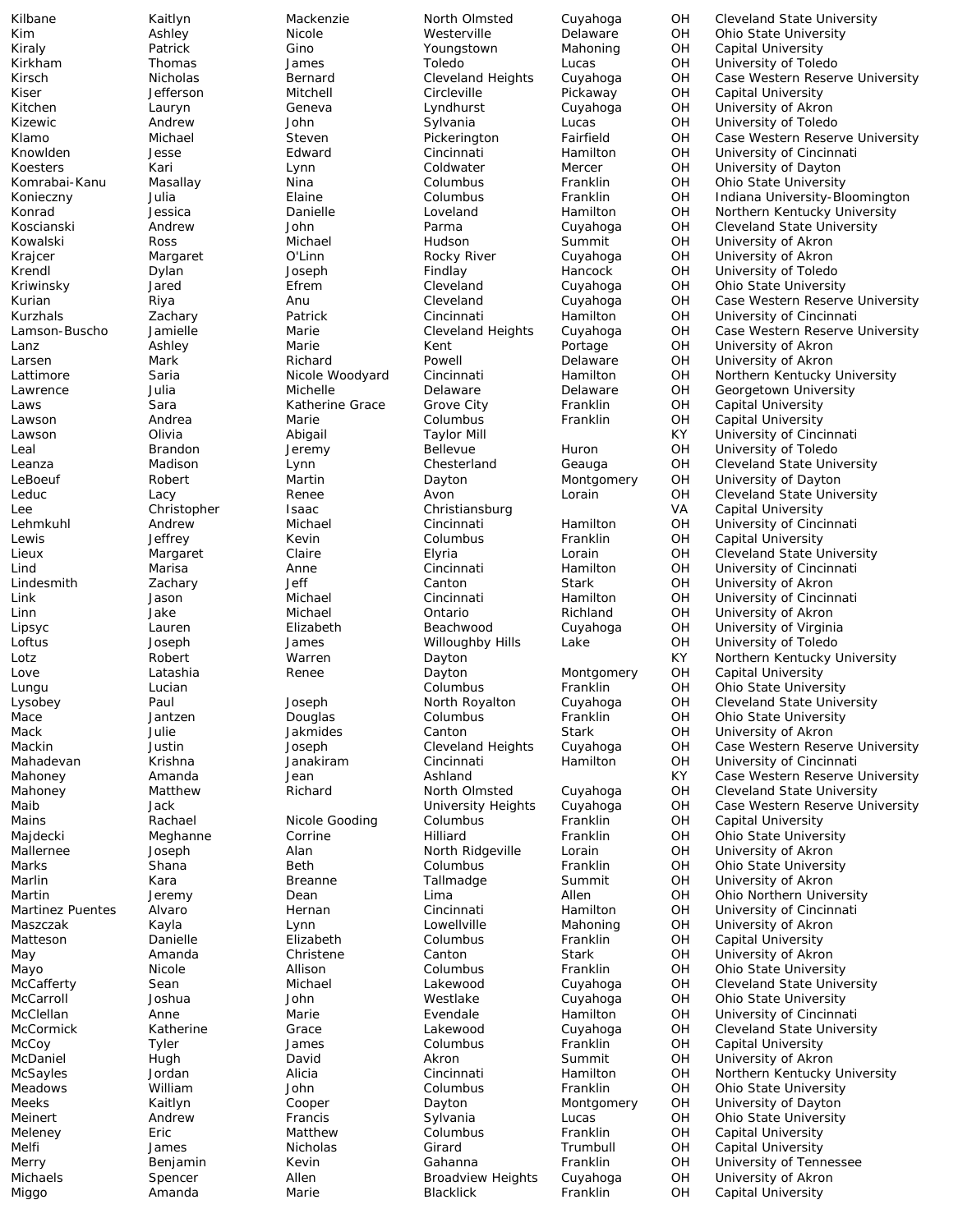| | | | | | | |
|---|---|---|---|---|---|---|
| Kilbane | Kaitlyn | Mackenzie | North Olmsted | Cuyahoga | OH | Cleveland State University |
| Kim | Ashley | Nicole | Westerville | Delaware | OH | Ohio State University |
| Kiraly | Patrick | Gino | Youngstown | Mahoning | OH | Capital University |
| Kirkham | Thomas | James | Toledo | Lucas | OH | University of Toledo |
| Kirsch | Nicholas | Bernard | Cleveland Heights | Cuyahoga | OH | Case Western Reserve University |
| Kiser | Jefferson | Mitchell | Circleville | Pickaway | OH | Capital University |
| Kitchen | Lauryn | Geneva | Lyndhurst | Cuyahoga | OH | University of Akron |
| Kizewic | Andrew | John | Sylvania | Lucas | OH | University of Toledo |
| Klamo | Michael | Steven | Pickerington | Fairfield | OH | Case Western Reserve University |
| Knowlden | Jesse | Edward | Cincinnati | Hamilton | OH | University of Cincinnati |
| Koesters | Kari | Lynn | Coldwater | Mercer | OH | University of Dayton |
| Komrabai-Kanu | Masallay | Nina | Columbus | Franklin | OH | Ohio State University |
| Konieczny | Julia | Elaine | Columbus | Franklin | OH | Indiana University-Bloomington |
| Konrad | Jessica | Danielle | Loveland | Hamilton | OH | Northern Kentucky University |
| Koscianski | Andrew | John | Parma | Cuyahoga | OH | Cleveland State University |
| Kowalski | Ross | Michael | Hudson | Summit | OH | University of Akron |
| Krajcer | Margaret | O'Linn | Rocky River | Cuyahoga | OH | University of Akron |
| Krendl | Dylan | Joseph | Findlay | Hancock | OH | University of Toledo |
| Kriwinsky | Jared | Efrem | Cleveland | Cuyahoga | OH | Ohio State University |
| Kurian | Riya | Anu | Cleveland | Cuyahoga | OH | Case Western Reserve University |
| Kurzhals | Zachary | Patrick | Cincinnati | Hamilton | OH | University of Cincinnati |
| Lamson-Buscho | Jamielle | Marie | Cleveland Heights | Cuyahoga | OH | Case Western Reserve University |
| Lanz | Ashley | Marie | Kent | Portage | OH | University of Akron |
| Larsen | Mark | Richard | Powell | Delaware | OH | University of Akron |
| Lattimore | Saria | Nicole Woodyard | Cincinnati | Hamilton | OH | Northern Kentucky University |
| Lawrence | Julia | Michelle | Delaware | Delaware | OH | Georgetown University |
| Laws | Sara | Katherine Grace | Grove City | Franklin | OH | Capital University |
| Lawson | Andrea | Marie | Columbus | Franklin | OH | Capital University |
| Lawson | Olivia | Abigail | Taylor Mill | | KY | University of Cincinnati |
| Leal | Brandon | Jeremy | Bellevue | Huron | OH | University of Toledo |
| Leanza | Madison | Lynn | Chesterland | Geauga | OH | Cleveland State University |
| LeBoeuf | Robert | Martin | Dayton | Montgomery | OH | University of Dayton |
| Leduc | Lacy | Renee | Avon | Lorain | OH | Cleveland State University |
| Lee | Christopher | Isaac | Christiansburg | | VA | Capital University |
| Lehmkuhl | Andrew | Michael | Cincinnati | Hamilton | OH | University of Cincinnati |
| Lewis | Jeffrey | Kevin | Columbus | Franklin | OH | Capital University |
| Lieux | Margaret | Claire | Elyria | Lorain | OH | Cleveland State University |
| Lind | Marisa | Anne | Cincinnati | Hamilton | OH | University of Cincinnati |
| Lindesmith | Zachary | Jeff | Canton | Stark | OH | University of Akron |
| Link | Jason | Michael | Cincinnati | Hamilton | OH | University of Cincinnati |
| Linn | Jake | Michael | Ontario | Richland | OH | University of Akron |
| Lipsyc | Lauren | Elizabeth | Beachwood | Cuyahoga | OH | University of Virginia |
| Loftus | Joseph | James | Willoughby Hills | Lake | OH | University of Toledo |
| Lotz | Robert | Warren | Dayton | | KY | Northern Kentucky University |
| Love | Latashia | Renee | Dayton | Montgomery | OH | Capital University |
| Lungu | Lucian | | Columbus | Franklin | OH | Ohio State University |
| Lysobey | Paul | Joseph | North Royalton | Cuyahoga | OH | Cleveland State University |
| Mace | Jantzen | Douglas | Columbus | Franklin | OH | Ohio State University |
| Mack | Julie | Jakmides | Canton | Stark | OH | University of Akron |
| Mackin | Justin | Joseph | Cleveland Heights | Cuyahoga | OH | Case Western Reserve University |
| Mahadevan | Krishna | Janakiram | Cincinnati | Hamilton | OH | University of Cincinnati |
| Mahoney | Amanda | Jean | Ashland | | KY | Case Western Reserve University |
| Mahoney | Matthew | Richard | North Olmsted | Cuyahoga | OH | Cleveland State University |
| Maib | Jack | | University Heights | Cuyahoga | OH | Case Western Reserve University |
| Mains | Rachael | Nicole Gooding | Columbus | Franklin | OH | Capital University |
| Majdecki | Meghanne | Corrine | Hilliard | Franklin | OH | Ohio State University |
| Mallernee | Joseph | Alan | North Ridgeville | Lorain | OH | University of Akron |
| Marks | Shana | Beth | Columbus | Franklin | OH | Ohio State University |
| Marlin | Kara | Breanne | Tallmadge | Summit | OH | University of Akron |
| Martin | Jeremy | Dean | Lima | Allen | OH | Ohio Northern University |
| Martinez Puentes | Alvaro | Hernan | Cincinnati | Hamilton | OH | University of Cincinnati |
| Maszczak | Kayla | Lynn | Lowellville | Mahoning | OH | University of Akron |
| Matteson | Danielle | Elizabeth | Columbus | Franklin | OH | Capital University |
| May | Amanda | Christene | Canton | Stark | OH | University of Akron |
| Mayo | Nicole | Allison | Columbus | Franklin | OH | Ohio State University |
| McCafferty | Sean | Michael | Lakewood | Cuyahoga | OH | Cleveland State University |
| McCarroll | Joshua | John | Westlake | Cuyahoga | OH | Ohio State University |
| McClellan | Anne | Marie | Evendale | Hamilton | OH | University of Cincinnati |
| McCormick | Katherine | Grace | Lakewood | Cuyahoga | OH | Cleveland State University |
| McCoy | Tyler | James | Columbus | Franklin | OH | Capital University |
| McDaniel | Hugh | David | Akron | Summit | OH | University of Akron |
| McSayles | Jordan | Alicia | Cincinnati | Hamilton | OH | Northern Kentucky University |
| Meadows | William | John | Columbus | Franklin | OH | Ohio State University |
| Meeks | Kaitlyn | Cooper | Dayton | Montgomery | OH | University of Dayton |
| Meinert | Andrew | Francis | Sylvania | Lucas | OH | Ohio State University |
| Meleney | Eric | Matthew | Columbus | Franklin | OH | Capital University |
| Melfi | James | Nicholas | Girard | Trumbull | OH | Capital University |
| Merry | Benjamin | Kevin | Gahanna | Franklin | OH | University of Tennessee |
| Michaels | Spencer | Allen | Broadview Heights | Cuyahoga | OH | University of Akron |
| Miggo | Amanda | Marie | Blacklick | Franklin | OH | Capital University |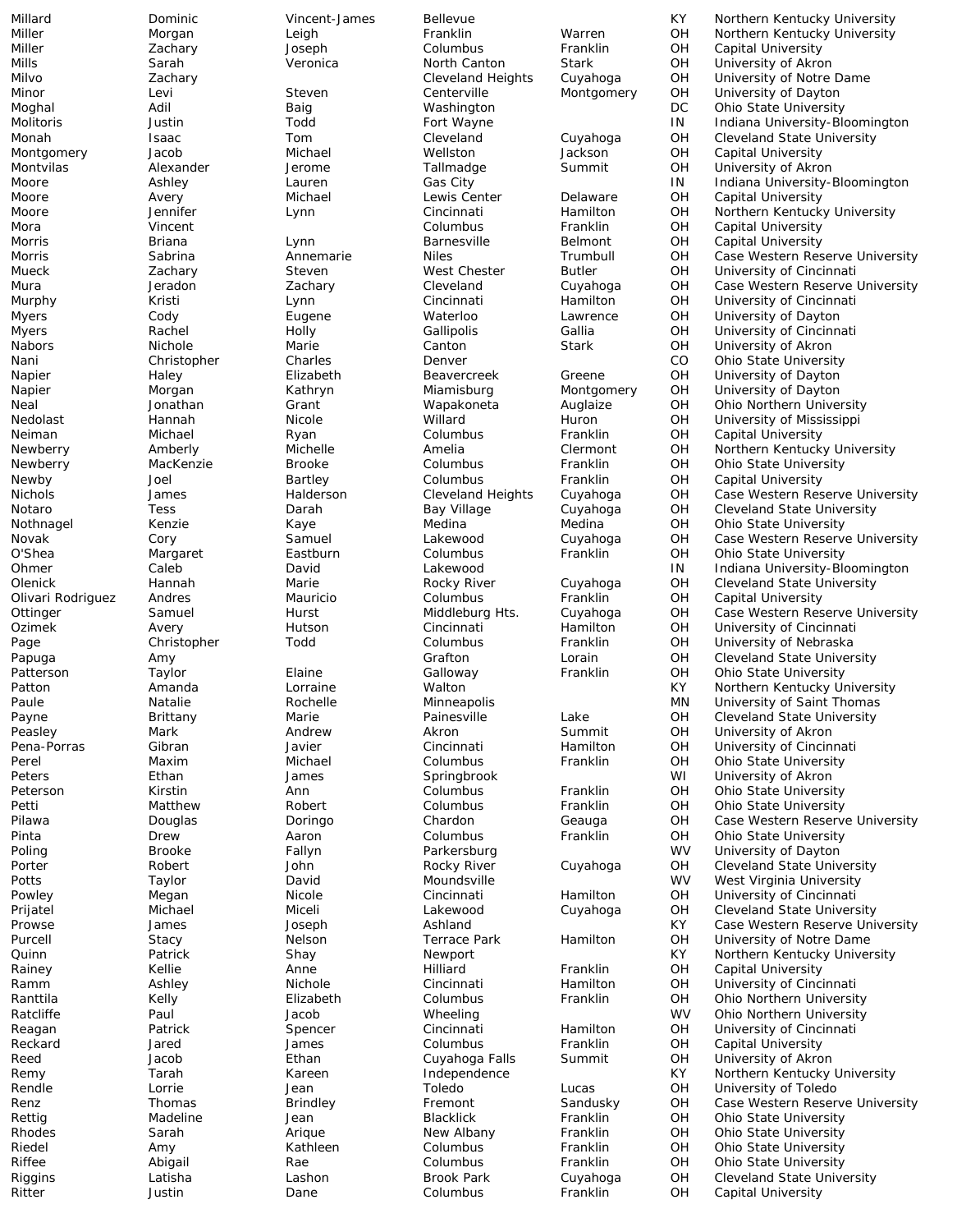| Millard | Dominic | Vincent-James | Bellevue | | KY | Northern Kentucky University |
|---|---|---|---|---|---|---|
| Miller | Morgan | Leigh | Franklin | Warren | OH | Northern Kentucky University |
| Miller | Zachary | Joseph | Columbus | Franklin | OH | Capital University |
| Mills | Sarah | Veronica | North Canton | Stark | OH | University of Akron |
| Milvo | Zachary | | Cleveland Heights | Cuyahoga | OH | University of Notre Dame |
| Minor | Levi | Steven | Centerville | Montgomery | OH | University of Dayton |
| Moghal | Adil | Baig | Washington | | DC | Ohio State University |
| Molitoris | Justin | Todd | Fort Wayne | | IN | Indiana University-Bloomington |
| Monah | Isaac | Tom | Cleveland | Cuyahoga | OH | Cleveland State University |
| Montgomery | Jacob | Michael | Wellston | Jackson | OH | Capital University |
| Montvilas | Alexander | Jerome | Tallmadge | Summit | OH | University of Akron |
| Moore | Ashley | Lauren | Gas City | | IN | Indiana University-Bloomington |
| Moore | Avery | Michael | Lewis Center | Delaware | OH | Capital University |
| Moore | Jennifer | Lynn | Cincinnati | Hamilton | OH | Northern Kentucky University |
| Mora | Vincent | | Columbus | Franklin | OH | Capital University |
| Morris | Briana | Lynn | Barnesville | Belmont | OH | Capital University |
| Morris | Sabrina | Annemarie | Niles | Trumbull | OH | Case Western Reserve University |
| Mueck | Zachary | Steven | West Chester | Butler | OH | University of Cincinnati |
| Mura | Jeradon | Zachary | Cleveland | Cuyahoga | OH | Case Western Reserve University |
| Murphy | Kristi | Lynn | Cincinnati | Hamilton | OH | University of Cincinnati |
| Myers | Cody | Eugene | Waterloo | Lawrence | OH | University of Dayton |
| Myers | Rachel | Holly | Gallipolis | Gallia | OH | University of Cincinnati |
| Nabors | Nichole | Marie | Canton | Stark | OH | University of Akron |
| Nani | Christopher | Charles | Denver | | CO | Ohio State University |
| Napier | Haley | Elizabeth | Beavercreek | Greene | OH | University of Dayton |
| Napier | Morgan | Kathryn | Miamisburg | Montgomery | OH | University of Dayton |
| Neal | Jonathan | Grant | Wapakoneta | Auglaize | OH | Ohio Northern University |
| Nedolast | Hannah | Nicole | Willard | Huron | OH | University of Mississippi |
| Neiman | Michael | Ryan | Columbus | Franklin | OH | Capital University |
| Newberry | Amberly | Michelle | Amelia | Clermont | OH | Northern Kentucky University |
| Newberry | MacKenzie | Brooke | Columbus | Franklin | OH | Ohio State University |
| Newby | Joel | Bartley | Columbus | Franklin | OH | Capital University |
| Nichols | James | Halderson | Cleveland Heights | Cuyahoga | OH | Case Western Reserve University |
| Notaro | Tess | Darah | Bay Village | Cuyahoga | OH | Cleveland State University |
| Nothnagel | Kenzie | Kaye | Medina | Medina | OH | Ohio State University |
| Novak | Cory | Samuel | Lakewood | Cuyahoga | OH | Case Western Reserve University |
| O'Shea | Margaret | Eastburn | Columbus | Franklin | OH | Ohio State University |
| Ohmer | Caleb | David | Lakewood | | IN | Indiana University-Bloomington |
| Olenick | Hannah | Marie | Rocky River | Cuyahoga | OH | Cleveland State University |
| Olivari Rodriguez | Andres | Mauricio | Columbus | Franklin | OH | Capital University |
| Ottinger | Samuel | Hurst | Middleburg Hts. | Cuyahoga | OH | Case Western Reserve University |
| Ozimek | Avery | Hutson | Cincinnati | Hamilton | OH | University of Cincinnati |
| Page | Christopher | Todd | Columbus | Franklin | OH | University of Nebraska |
| Papuga | Amy | | Grafton | Lorain | OH | Cleveland State University |
| Patterson | Taylor | Elaine | Galloway | Franklin | OH | Ohio State University |
| Patton | Amanda | Lorraine | Walton | | KY | Northern Kentucky University |
| Paule | Natalie | Rochelle | Minneapolis | | MN | University of Saint Thomas |
| Payne | Brittany | Marie | Painesville | Lake | OH | Cleveland State University |
| Peasley | Mark | Andrew | Akron | Summit | OH | University of Akron |
| Pena-Porras | Gibran | Javier | Cincinnati | Hamilton | OH | University of Cincinnati |
| Perel | Maxim | Michael | Columbus | Franklin | OH | Ohio State University |
| Peters | Ethan | James | Springbrook | | WI | University of Akron |
| Peterson | Kirstin | Ann | Columbus | Franklin | OH | Ohio State University |
| Petti | Matthew | Robert | Columbus | Franklin | OH | Ohio State University |
| Pilawa | Douglas | Doringo | Chardon | Geauga | OH | Case Western Reserve University |
| Pinta | Drew | Aaron | Columbus | Franklin | OH | Ohio State University |
| Poling | Brooke | Fallyn | Parkersburg | | WV | University of Dayton |
| Porter | Robert | John | Rocky River | Cuyahoga | OH | Cleveland State University |
| Potts | Taylor | David | Moundsville | | WV | West Virginia University |
| Powley | Megan | Nicole | Cincinnati | Hamilton | OH | University of Cincinnati |
| Prijatel | Michael | Miceli | Lakewood | Cuyahoga | OH | Cleveland State University |
| Prowse | James | Joseph | Ashland | | KY | Case Western Reserve University |
| Purcell | Stacy | Nelson | Terrace Park | Hamilton | OH | University of Notre Dame |
| Quinn | Patrick | Shay | Newport | | KY | Northern Kentucky University |
| Rainey | Kellie | Anne | Hilliard | Franklin | OH | Capital University |
| Ramm | Ashley | Nichole | Cincinnati | Hamilton | OH | University of Cincinnati |
| Ranttila | Kelly | Elizabeth | Columbus | Franklin | OH | Ohio Northern University |
| Ratcliffe | Paul | Jacob | Wheeling | | WV | Ohio Northern University |
| Reagan | Patrick | Spencer | Cincinnati | Hamilton | OH | University of Cincinnati |
| Reckard | Jared | James | Columbus | Franklin | OH | Capital University |
| Reed | Jacob | Ethan | Cuyahoga Falls | Summit | OH | University of Akron |
| Remy | Tarah | Kareen | Independence | | KY | Northern Kentucky University |
| Rendle | Lorrie | Jean | Toledo | Lucas | OH | University of Toledo |
| Renz | Thomas | Brindley | Fremont | Sandusky | OH | Case Western Reserve University |
| Rettig | Madeline | Jean | Blacklick | Franklin | OH | Ohio State University |
| Rhodes | Sarah | Arique | New Albany | Franklin | OH | Ohio State University |
| Riedel | Amy | Kathleen | Columbus | Franklin | OH | Ohio State University |
| Riffee | Abigail | Rae | Columbus | Franklin | OH | Ohio State University |
| Riggins | Latisha | Lashon | Brook Park | Cuyahoga | OH | Cleveland State University |
| Ritter | Justin | Dane | Columbus | Franklin | OH | Capital University |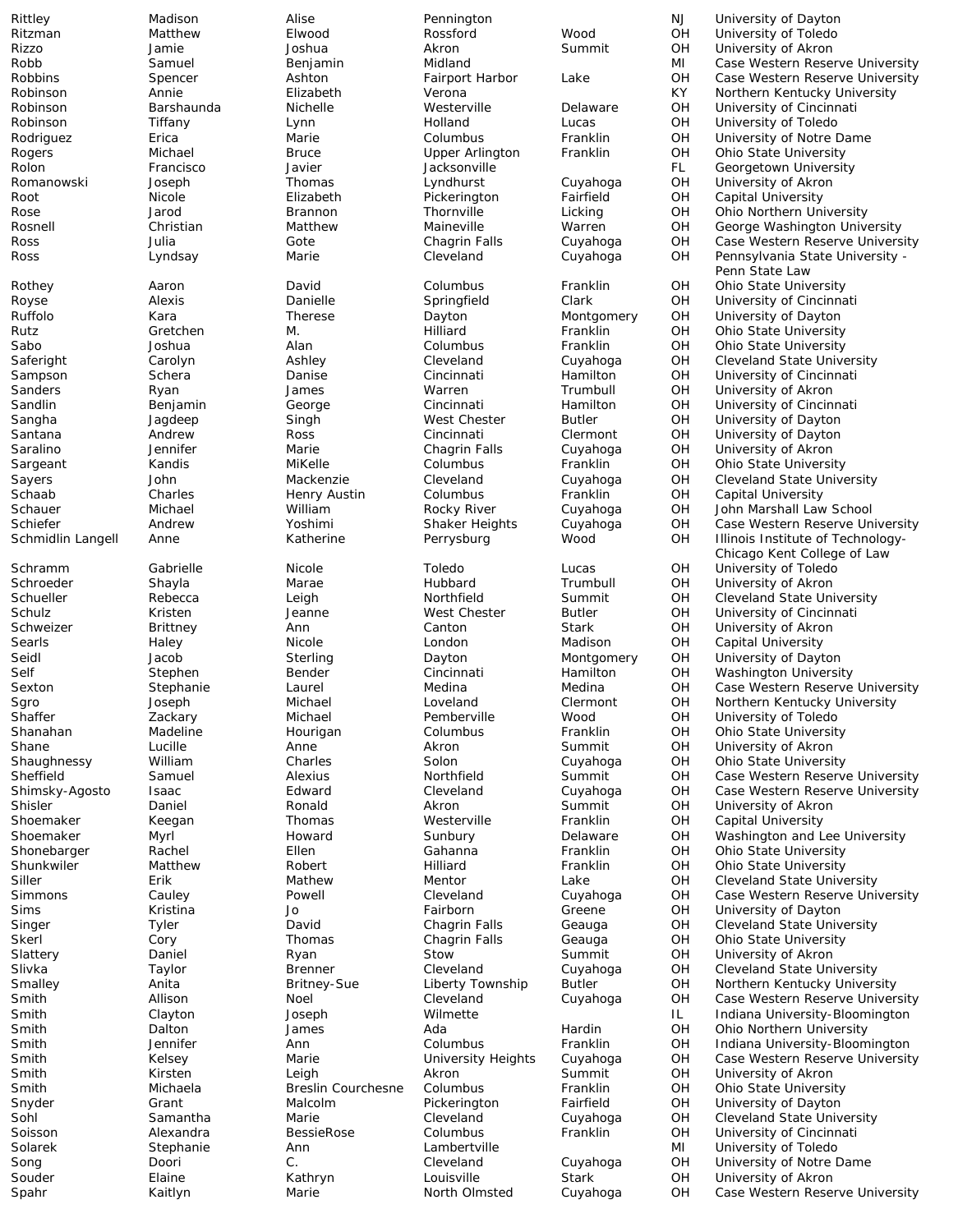| | | | | | | |
|---|---|---|---|---|---|---|
| Rittley | Madison | Alise | Pennington | | NJ | University of Dayton |
| Ritzman | Matthew | Elwood | Rossford | Wood | OH | University of Toledo |
| Rizzo | Jamie | Joshua | Akron | Summit | OH | University of Akron |
| Robb | Samuel | Benjamin | Midland | | MI | Case Western Reserve University |
| Robbins | Spencer | Ashton | Fairport Harbor | Lake | OH | Case Western Reserve University |
| Robinson | Annie | Elizabeth | Verona | | KY | Northern Kentucky University |
| Robinson | Barshaunda | Nichelle | Westerville | Delaware | OH | University of Cincinnati |
| Robinson | Tiffany | Lynn | Holland | Lucas | OH | University of Toledo |
| Rodriguez | Erica | Marie | Columbus | Franklin | OH | University of Notre Dame |
| Rogers | Michael | Bruce | Upper Arlington | Franklin | OH | Ohio State University |
| Rolon | Francisco | Javier | Jacksonville | | FL | Georgetown University |
| Romanowski | Joseph | Thomas | Lyndhurst | Cuyahoga | OH | University of Akron |
| Root | Nicole | Elizabeth | Pickerington | Fairfield | OH | Capital University |
| Rose | Jarod | Brannon | Thornville | Licking | OH | Ohio Northern University |
| Rosnell | Christian | Matthew | Maineville | Warren | OH | George Washington University |
| Ross | Julia | Gote | Chagrin Falls | Cuyahoga | OH | Case Western Reserve University |
| Ross | Lyndsay | Marie | Cleveland | Cuyahoga | OH | Pennsylvania State University - Penn State Law |
| Rothey | Aaron | David | Columbus | Franklin | OH | Ohio State University |
| Royse | Alexis | Danielle | Springfield | Clark | OH | University of Cincinnati |
| Ruffolo | Kara | Therese | Dayton | Montgomery | OH | University of Dayton |
| Rutz | Gretchen | M. | Hilliard | Franklin | OH | Ohio State University |
| Sabo | Joshua | Alan | Columbus | Franklin | OH | Ohio State University |
| Saferight | Carolyn | Ashley | Cleveland | Cuyahoga | OH | Cleveland State University |
| Sampson | Schera | Danise | Cincinnati | Hamilton | OH | University of Cincinnati |
| Sanders | Ryan | James | Warren | Trumbull | OH | University of Akron |
| Sandlin | Benjamin | George | Cincinnati | Hamilton | OH | University of Cincinnati |
| Sangha | Jagdeep | Singh | West Chester | Butler | OH | University of Dayton |
| Santana | Andrew | Ross | Cincinnati | Clermont | OH | University of Dayton |
| Saralino | Jennifer | Marie | Chagrin Falls | Cuyahoga | OH | University of Akron |
| Sargeant | Kandis | MiKelle | Columbus | Franklin | OH | Ohio State University |
| Sayers | John | Mackenzie | Cleveland | Cuyahoga | OH | Cleveland State University |
| Schaab | Charles | Henry Austin | Columbus | Franklin | OH | Capital University |
| Schauer | Michael | William | Rocky River | Cuyahoga | OH | John Marshall Law School |
| Schiefer | Andrew | Yoshimi | Shaker Heights | Cuyahoga | OH | Case Western Reserve University |
| Schmidlin Langell | Anne | Katherine | Perrysburg | Wood | OH | Illinois Institute of Technology-Chicago Kent College of Law |
| Schramm | Gabrielle | Nicole | Toledo | Lucas | OH | University of Toledo |
| Schroeder | Shayla | Marae | Hubbard | Trumbull | OH | University of Akron |
| Schueller | Rebecca | Leigh | Northfield | Summit | OH | Cleveland State University |
| Schulz | Kristen | Jeanne | West Chester | Butler | OH | University of Cincinnati |
| Schweizer | Brittney | Ann | Canton | Stark | OH | University of Akron |
| Searls | Haley | Nicole | London | Madison | OH | Capital University |
| Seidl | Jacob | Sterling | Dayton | Montgomery | OH | University of Dayton |
| Self | Stephen | Bender | Cincinnati | Hamilton | OH | Washington University |
| Sexton | Stephanie | Laurel | Medina | Medina | OH | Case Western Reserve University |
| Sgro | Joseph | Michael | Loveland | Clermont | OH | Northern Kentucky University |
| Shaffer | Zackary | Michael | Pemberville | Wood | OH | University of Toledo |
| Shanahan | Madeline | Hourigan | Columbus | Franklin | OH | Ohio State University |
| Shane | Lucille | Anne | Akron | Summit | OH | University of Akron |
| Shaughnessy | William | Charles | Solon | Cuyahoga | OH | Ohio State University |
| Sheffield | Samuel | Alexius | Northfield | Summit | OH | Case Western Reserve University |
| Shimsky-Agosto | Isaac | Edward | Cleveland | Cuyahoga | OH | Case Western Reserve University |
| Shisler | Daniel | Ronald | Akron | Summit | OH | University of Akron |
| Shoemaker | Keegan | Thomas | Westerville | Franklin | OH | Capital University |
| Shoemaker | Myrl | Howard | Sunbury | Delaware | OH | Washington and Lee University |
| Shonebarger | Rachel | Ellen | Gahanna | Franklin | OH | Ohio State University |
| Shunkwiler | Matthew | Robert | Hilliard | Franklin | OH | Ohio State University |
| Siller | Erik | Mathew | Mentor | Lake | OH | Cleveland State University |
| Simmons | Cauley | Powell | Cleveland | Cuyahoga | OH | Case Western Reserve University |
| Sims | Kristina | Jo | Fairborn | Greene | OH | University of Dayton |
| Singer | Tyler | David | Chagrin Falls | Geauga | OH | Cleveland State University |
| Skerl | Cory | Thomas | Chagrin Falls | Geauga | OH | Ohio State University |
| Slattery | Daniel | Ryan | Stow | Summit | OH | University of Akron |
| Slivka | Taylor | Brenner | Cleveland | Cuyahoga | OH | Cleveland State University |
| Smalley | Anita | Britney-Sue | Liberty Township | Butler | OH | Northern Kentucky University |
| Smith | Allison | Noel | Cleveland | Cuyahoga | OH | Case Western Reserve University |
| Smith | Clayton | Joseph | Wilmette | | IL | Indiana University-Bloomington |
| Smith | Dalton | James | Ada | Hardin | OH | Ohio Northern University |
| Smith | Jennifer | Ann | Columbus | Franklin | OH | Indiana University-Bloomington |
| Smith | Kelsey | Marie | University Heights | Cuyahoga | OH | Case Western Reserve University |
| Smith | Kirsten | Leigh | Akron | Summit | OH | University of Akron |
| Smith | Michaela | Breslin Courchesne | Columbus | Franklin | OH | Ohio State University |
| Snyder | Grant | Malcolm | Pickerington | Fairfield | OH | University of Dayton |
| Sohl | Samantha | Marie | Cleveland | Cuyahoga | OH | Cleveland State University |
| Soisson | Alexandra | BessieRose | Columbus | Franklin | OH | University of Cincinnati |
| Solarek | Stephanie | Ann | Lambertville | | MI | University of Toledo |
| Song | Doori | C. | Cleveland | Cuyahoga | OH | University of Notre Dame |
| Souder | Elaine | Kathryn | Louisville | Stark | OH | University of Akron |
| Spahr | Kaitlyn | Marie | North Olmsted | Cuyahoga | OH | Case Western Reserve University |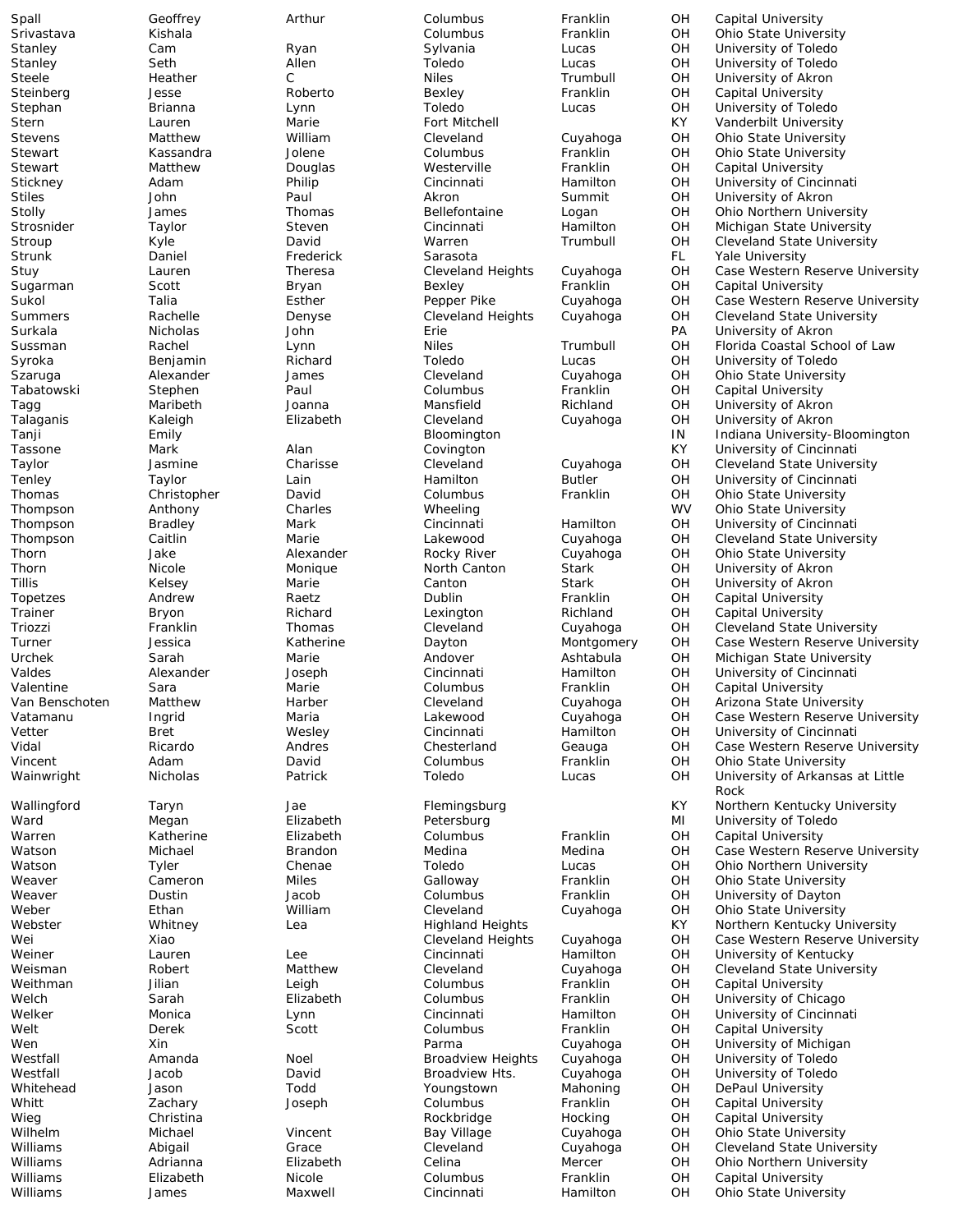| | | | | | | |
|---|---|---|---|---|---|---|
| Spall | Geoffrey | Arthur | Columbus | Franklin | OH | Capital University |
| Srivastava | Kishala | | Columbus | Franklin | OH | Ohio State University |
| Stanley | Cam | Ryan | Sylvania | Lucas | OH | University of Toledo |
| Stanley | Seth | Allen | Toledo | Lucas | OH | University of Toledo |
| Steele | Heather | C | Niles | Trumbull | OH | University of Akron |
| Steinberg | Jesse | Roberto | Bexley | Franklin | OH | Capital University |
| Stephan | Brianna | Lynn | Toledo | Lucas | OH | University of Toledo |
| Stern | Lauren | Marie | Fort Mitchell | | KY | Vanderbilt University |
| Stevens | Matthew | William | Cleveland | Cuyahoga | OH | Ohio State University |
| Stewart | Kassandra | Jolene | Columbus | Franklin | OH | Ohio State University |
| Stewart | Matthew | Douglas | Westerville | Franklin | OH | Capital University |
| Stickney | Adam | Philip | Cincinnati | Hamilton | OH | University of Cincinnati |
| Stiles | John | Paul | Akron | Summit | OH | University of Akron |
| Stolly | James | Thomas | Bellefontaine | Logan | OH | Ohio Northern University |
| Strosnider | Taylor | Steven | Cincinnati | Hamilton | OH | Michigan State University |
| Stroup | Kyle | David | Warren | Trumbull | OH | Cleveland State University |
| Strunk | Daniel | Frederick | Sarasota | | FL | Yale University |
| Stuy | Lauren | Theresa | Cleveland Heights | Cuyahoga | OH | Case Western Reserve University |
| Sugarman | Scott | Bryan | Bexley | Franklin | OH | Capital University |
| Sukol | Talia | Esther | Pepper Pike | Cuyahoga | OH | Case Western Reserve University |
| Summers | Rachelle | Denyse | Cleveland Heights | Cuyahoga | OH | Cleveland State University |
| Surkala | Nicholas | John | Erie | | PA | University of Akron |
| Sussman | Rachel | Lynn | Niles | Trumbull | OH | Florida Coastal School of Law |
| Syroka | Benjamin | Richard | Toledo | Lucas | OH | University of Toledo |
| Szaruga | Alexander | James | Cleveland | Cuyahoga | OH | Ohio State University |
| Tabatowski | Stephen | Paul | Columbus | Franklin | OH | Capital University |
| Tagg | Maribeth | Joanna | Mansfield | Richland | OH | University of Akron |
| Talaganis | Kaleigh | Elizabeth | Cleveland | Cuyahoga | OH | University of Akron |
| Tanji | Emily | | Bloomington | | IN | Indiana University-Bloomington |
| Tassone | Mark | Alan | Covington | | KY | University of Cincinnati |
| Taylor | Jasmine | Charisse | Cleveland | Cuyahoga | OH | Cleveland State University |
| Tenley | Taylor | Lain | Hamilton | Butler | OH | University of Cincinnati |
| Thomas | Christopher | David | Columbus | Franklin | OH | Ohio State University |
| Thompson | Anthony | Charles | Wheeling | | WV | Ohio State University |
| Thompson | Bradley | Mark | Cincinnati | Hamilton | OH | University of Cincinnati |
| Thompson | Caitlin | Marie | Lakewood | Cuyahoga | OH | Cleveland State University |
| Thorn | Jake | Alexander | Rocky River | Cuyahoga | OH | Ohio State University |
| Thorn | Nicole | Monique | North Canton | Stark | OH | University of Akron |
| Tillis | Kelsey | Marie | Canton | Stark | OH | University of Akron |
| Topetzes | Andrew | Raetz | Dublin | Franklin | OH | Capital University |
| Trainer | Bryon | Richard | Lexington | Richland | OH | Capital University |
| Triozzi | Franklin | Thomas | Cleveland | Cuyahoga | OH | Cleveland State University |
| Turner | Jessica | Katherine | Dayton | Montgomery | OH | Case Western Reserve University |
| Urchek | Sarah | Marie | Andover | Ashtabula | OH | Michigan State University |
| Valdes | Alexander | Joseph | Cincinnati | Hamilton | OH | University of Cincinnati |
| Valentine | Sara | Marie | Columbus | Franklin | OH | Capital University |
| Van Benschoten | Matthew | Harber | Cleveland | Cuyahoga | OH | Arizona State University |
| Vatamanu | Ingrid | Maria | Lakewood | Cuyahoga | OH | Case Western Reserve University |
| Vetter | Bret | Wesley | Cincinnati | Hamilton | OH | University of Cincinnati |
| Vidal | Ricardo | Andres | Chesterland | Geauga | OH | Case Western Reserve University |
| Vincent | Adam | David | Columbus | Franklin | OH | Ohio State University |
| Wainwright | Nicholas | Patrick | Toledo | Lucas | OH | University of Arkansas at Little Rock |
| Wallingford | Taryn | Jae | Flemingsburg | | KY | Northern Kentucky University |
| Ward | Megan | Elizabeth | Petersburg | | MI | University of Toledo |
| Warren | Katherine | Elizabeth | Columbus | Franklin | OH | Capital University |
| Watson | Michael | Brandon | Medina | Medina | OH | Case Western Reserve University |
| Watson | Tyler | Chenae | Toledo | Lucas | OH | Ohio Northern University |
| Weaver | Cameron | Miles | Galloway | Franklin | OH | Ohio State University |
| Weaver | Dustin | Jacob | Columbus | Franklin | OH | University of Dayton |
| Weber | Ethan | William | Cleveland | Cuyahoga | OH | Ohio State University |
| Webster | Whitney | Lea | Highland Heights | | KY | Northern Kentucky University |
| Wei | Xiao | | Cleveland Heights | Cuyahoga | OH | Case Western Reserve University |
| Weiner | Lauren | Lee | Cincinnati | Hamilton | OH | University of Kentucky |
| Weisman | Robert | Matthew | Cleveland | Cuyahoga | OH | Cleveland State University |
| Weithman | Jilian | Leigh | Columbus | Franklin | OH | Capital University |
| Welch | Sarah | Elizabeth | Columbus | Franklin | OH | University of Chicago |
| Welker | Monica | Lynn | Cincinnati | Hamilton | OH | University of Cincinnati |
| Welt | Derek | Scott | Columbus | Franklin | OH | Capital University |
| Wen | Xin | | Parma | Cuyahoga | OH | University of Michigan |
| Westfall | Amanda | Noel | Broadview Heights | Cuyahoga | OH | University of Toledo |
| Westfall | Jacob | David | Broadview Hts. | Cuyahoga | OH | University of Toledo |
| Whitehead | Jason | Todd | Youngstown | Mahoning | OH | DePaul University |
| Whitt | Zachary | Joseph | Columbus | Franklin | OH | Capital University |
| Wieg | Christina | | Rockbridge | Hocking | OH | Capital University |
| Wilhelm | Michael | Vincent | Bay Village | Cuyahoga | OH | Ohio State University |
| Williams | Abigail | Grace | Cleveland | Cuyahoga | OH | Cleveland State University |
| Williams | Adrianna | Elizabeth | Celina | Mercer | OH | Ohio Northern University |
| Williams | Elizabeth | Nicole | Columbus | Franklin | OH | Capital University |
| Williams | James | Maxwell | Cincinnati | Hamilton | OH | Ohio State University |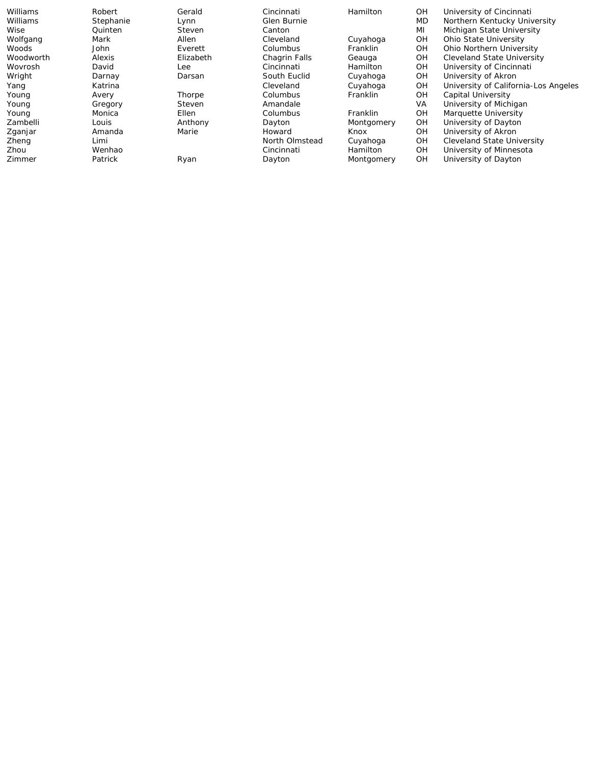| | | | | | | |
|---|---|---|---|---|---|---|
| Williams | Robert | Gerald | Cincinnati | Hamilton | OH | University of Cincinnati |
| Williams | Stephanie | Lynn | Glen Burnie | | MD | Northern Kentucky University |
| Wise | Quinten | Steven | Canton | | MI | Michigan State University |
| Wolfgang | Mark | Allen | Cleveland | Cuyahoga | OH | Ohio State University |
| Woods | John | Everett | Columbus | Franklin | OH | Ohio Northern University |
| Woodworth | Alexis | Elizabeth | Chagrin Falls | Geauga | OH | Cleveland State University |
| Wovrosh | David | Lee | Cincinnati | Hamilton | OH | University of Cincinnati |
| Wright | Darnay | Darsan | South Euclid | Cuyahoga | OH | University of Akron |
| Yang | Katrina | | Cleveland | Cuyahoga | OH | University of California-Los Angeles |
| Young | Avery | Thorpe | Columbus | Franklin | OH | Capital University |
| Young | Gregory | Steven | Amandale | | VA | University of Michigan |
| Young | Monica | Ellen | Columbus | Franklin | OH | Marquette University |
| Zambelli | Louis | Anthony | Dayton | Montgomery | OH | University of Dayton |
| Zganjar | Amanda | Marie | Howard | Knox | OH | University of Akron |
| Zheng | Limi | | North Olmstead | Cuyahoga | OH | Cleveland State University |
| Zhou | Wenhao | | Cincinnati | Hamilton | OH | University of Minnesota |
| Zimmer | Patrick | Ryan | Dayton | Montgomery | OH | University of Dayton |